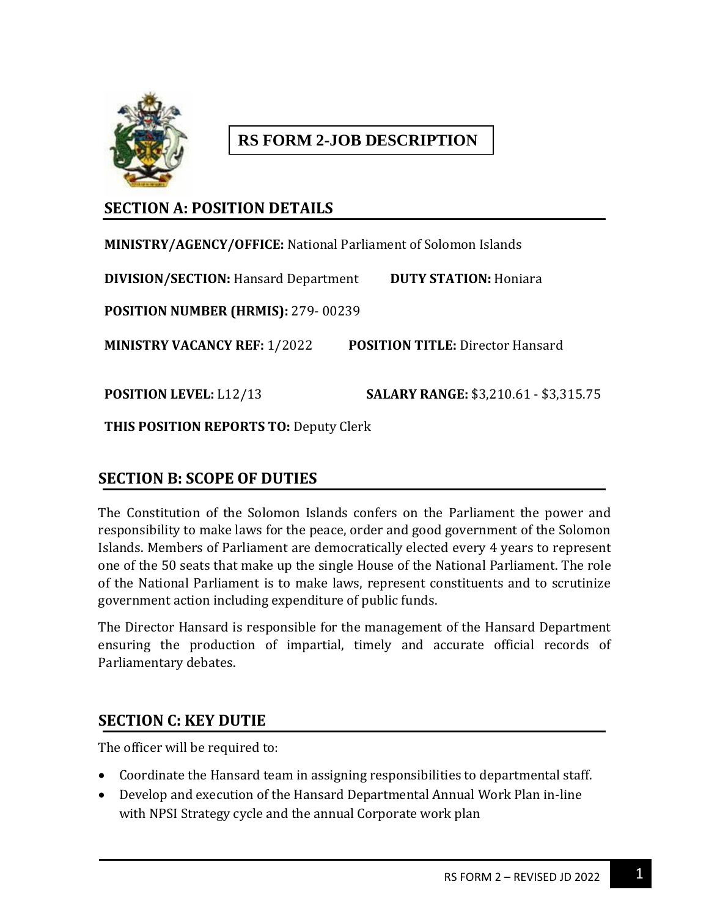# RS FORM 2-JOB DESCRIPTION

## SECTION A: POSITION DETAILS

**MINISTRY/AGENCY/OFFICE:** National Parliament of Solomon Islands

**DIVISION/SECTION:** Hansard Department **DUTY STATION:** Honiara

**POSITION NUMBER (HRMIS):** 279- 00239

**MINISTRY VACANCY REF:** 1/2022 **POSITION TITLE:** Director Hansard

**POSITION LEVEL:** L12/13 **SALARY RANGE:** $3,210.61 - $3,315.75

**THIS POSITION REPORTS TO:** Deputy Clerk

## SECTION B: SCOPE OF DUTIES

The Constitution of the Solomon Islands confers on the Parliament the power and responsibility to make laws for the peace, order and good government of the Solomon Islands. Members of Parliament are democratically elected every 4 years to represent one of the 50 seats that make up the single House of the National Parliament. The role of the National Parliament is to make laws, represent constituents and to scrutinize government action including expenditure of public funds.

The Director Hansard is responsible for the management of the Hansard Department ensuring the production of impartial, timely and accurate official records of Parliamentary debates.

## SECTION C: KEY DUTIE

The officer will be required to:

- Coordinate the Hansard team in assigning responsibilities to departmental staff.
- Develop and execution of the Hansard Departmental Annual Work Plan in-line with NPSI Strategy cycle and the annual Corporate work plan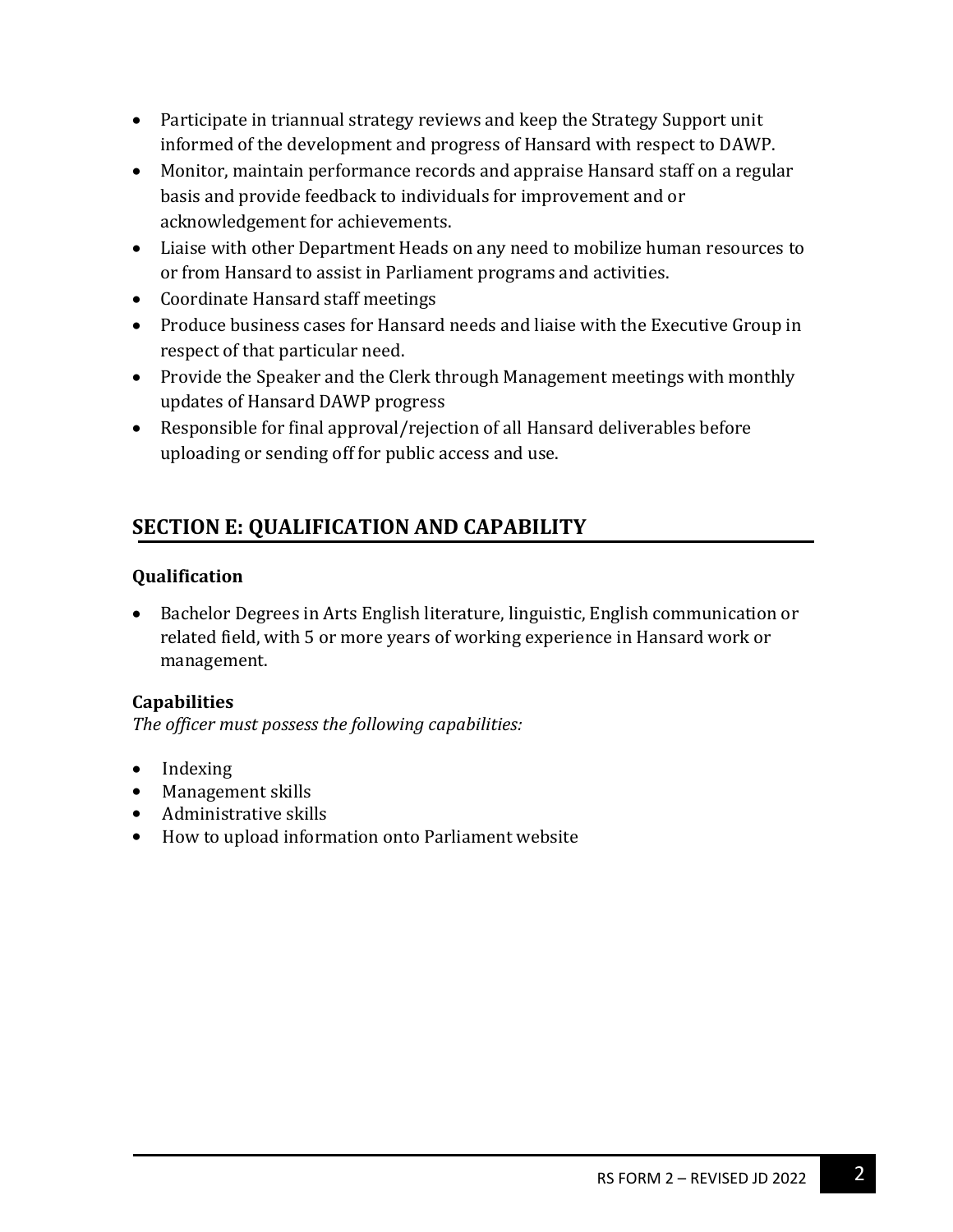- Participate in triannual strategy reviews and keep the Strategy Support unit informed of the development and progress of Hansard with respect to DAWP.
- Monitor, maintain performance records and appraise Hansard staff on a regular basis and provide feedback to individuals for improvement and or acknowledgement for achievements.
- Liaise with other Department Heads on any need to mobilize human resources to or from Hansard to assist in Parliament programs and activities.
- Coordinate Hansard staff meetings
- Produce business cases for Hansard needs and liaise with the Executive Group in respect of that particular need.
- Provide the Speaker and the Clerk through Management meetings with monthly updates of Hansard DAWP progress
- Responsible for final approval/rejection of all Hansard deliverables before uploading or sending off for public access and use.

## SECTION E: QUALIFICATION AND CAPABILITY

**Qualification**

- Bachelor Degrees in Arts English literature, linguistic, English communication or related field, with 5 or more years of working experience in Hansard work or management.

**Capabilities**

*The officer must possess the following capabilities:*

- Indexing
- Management skills
- Administrative skills
- How to upload information onto Parliament website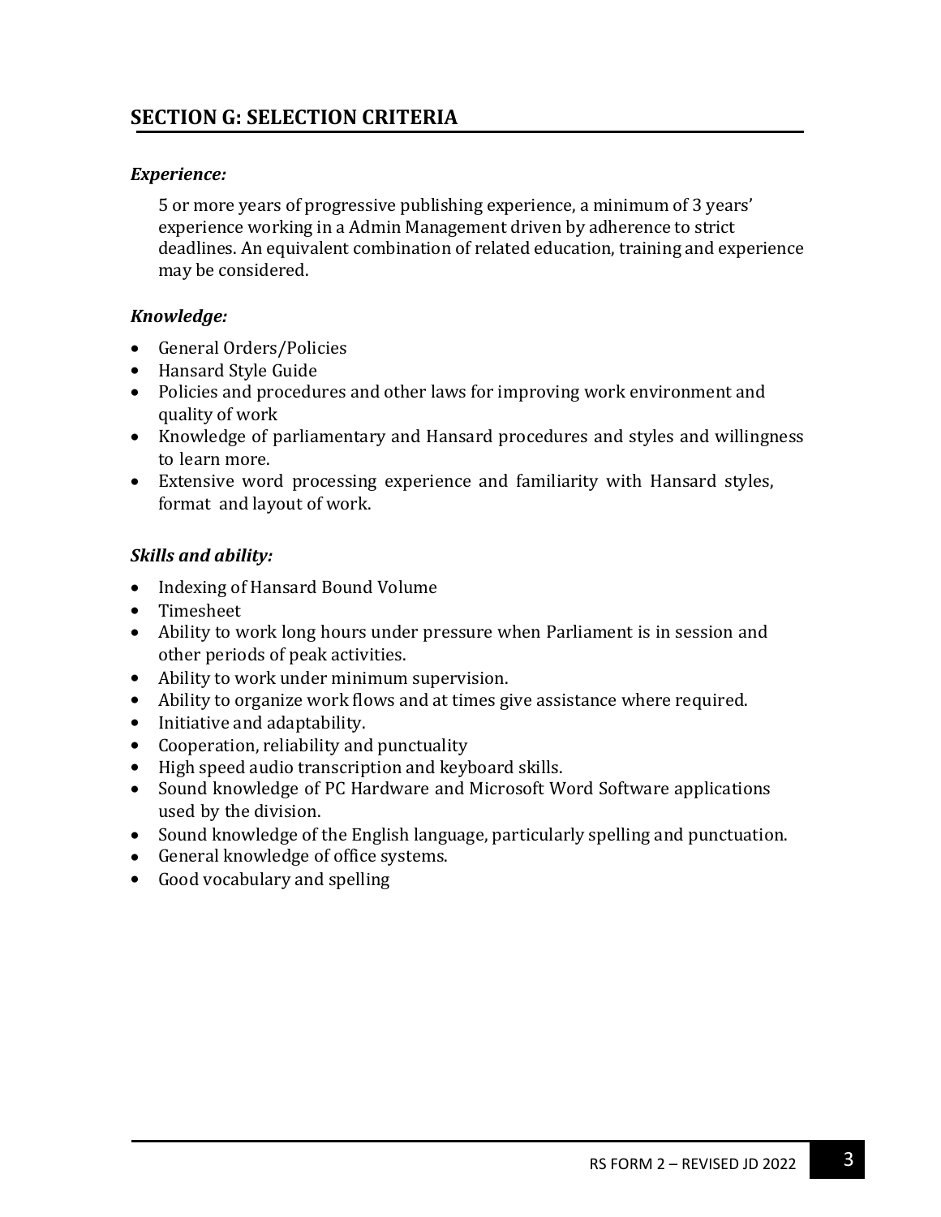## SECTION G: SELECTION CRITERIA

***Experience:***

5 or more years of progressive publishing experience, a minimum of 3 years' experience working in a Admin Management driven by adherence to strict deadlines. An equivalent combination of related education, training and experience may be considered.

***Knowledge:***

- General Orders/Policies
- Hansard Style Guide
- Policies and procedures and other laws for improving work environment and quality of work
- Knowledge of parliamentary and Hansard procedures and styles and willingness to learn more.
- Extensive word processing experience and familiarity with Hansard styles, format and layout of work.

***Skills and ability:***

- Indexing of Hansard Bound Volume
- Timesheet
- Ability to work long hours under pressure when Parliament is in session and other periods of peak activities.
- Ability to work under minimum supervision.
- Ability to organize work flows and at times give assistance where required.
- Initiative and adaptability.
- Cooperation, reliability and punctuality
- High speed audio transcription and keyboard skills.
- Sound knowledge of PC Hardware and Microsoft Word Software applications used by the division.
- Sound knowledge of the English language, particularly spelling and punctuation.
- General knowledge of office systems.
- Good vocabulary and spelling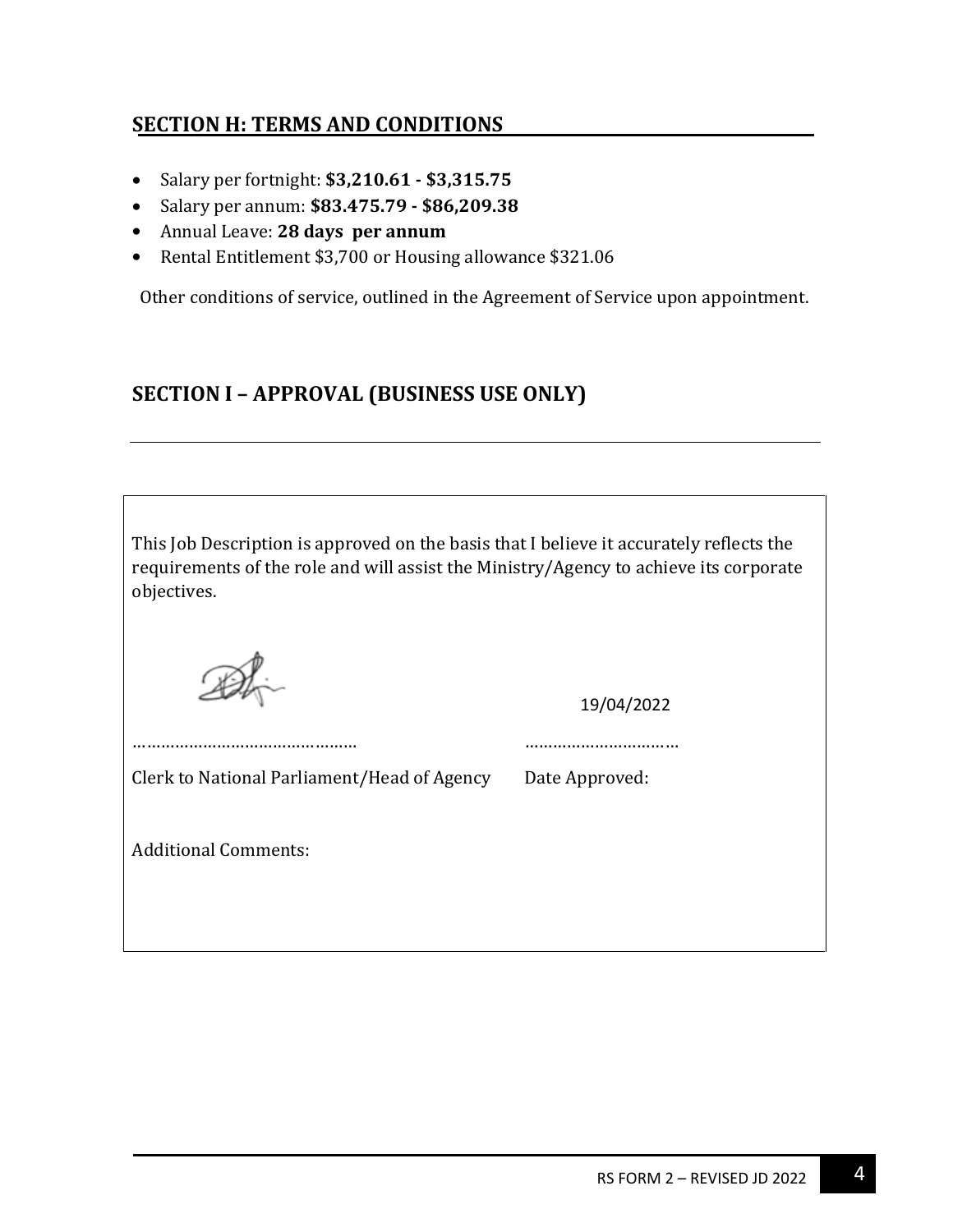## SECTION H: TERMS AND CONDITIONS

- Salary per fortnight: **$3,210.61 - $3,315.75**
- Salary per annum: **$83.475.79 - $86,209.38**
- Annual Leave: **28 days per annum**
- Rental Entitlement $3,700 or Housing allowance $321.06

Other conditions of service, outlined in the Agreement of Service upon appointment.

## SECTION I – APPROVAL (BUSINESS USE ONLY)

This Job Description is approved on the basis that I believe it accurately reflects the requirements of the role and will assist the Ministry/Agency to achieve its corporate objectives.

19/04/2022

………………………………………… ……………………………

Clerk to National Parliament/Head of Agency Date Approved:

Additional Comments: